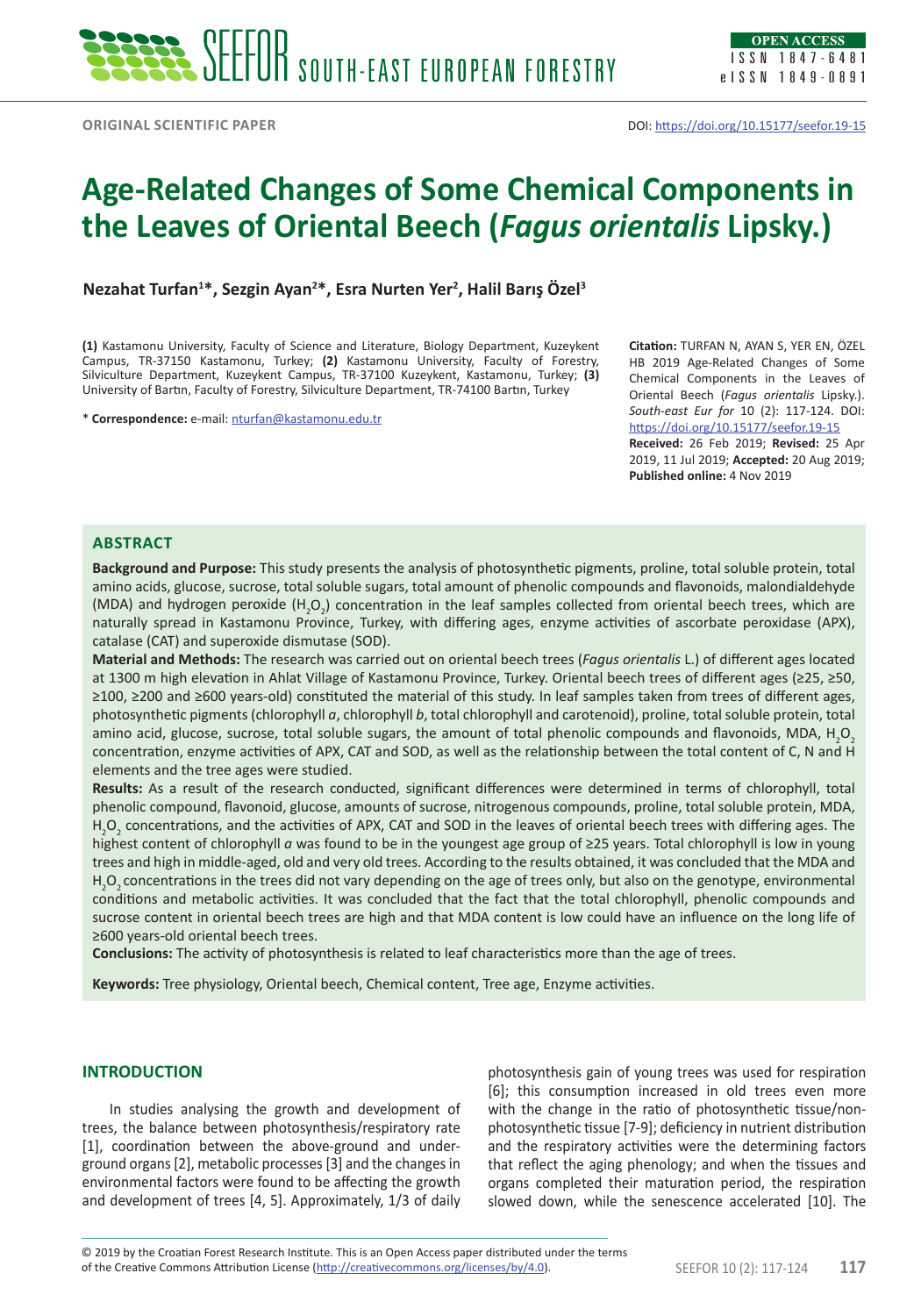ORIGINAL SCIENTIFIC PAPER

DOI: https://doi.org/10.15177/seefor.19-15

# Age-Related Changes of Some Chemical Components in the Leaves of Oriental Beech (*Fagus orientalis* Lipsky.)

**Nezahat Turfan[1]*, Sezgin Ayan[2]*, Esra Nurten Yer[2], Halil Barış Özel[3]**

**(1)** Kastamonu University, Faculty of Science and Literature, Biology Department, Kuzeykent Campus, TR-37150 Kastamonu, Turkey; **(2)** Kastamonu University, Faculty of Forestry, Silviculture Department, Kuzeykent Campus, TR-37100 Kuzeykent, Kastamonu, Turkey; **(3)** University of Bartın, Faculty of Forestry, Silviculture Department, TR-74100 Bartın, Turkey

* **Correspondence:** e-mail: nturfan@kastamonu.edu.tr

**Citation:** TURFAN N, AYAN S, YER EN, ÖZEL HB 2019 Age-Related Changes of Some Chemical Components in the Leaves of Oriental Beech (*Fagus orientalis* Lipsky.). *South-east Eur for* 10 (2): 117-124. DOI: https://doi.org/10.15177/seefor.19-15

**Received:** 26 Feb 2019; **Revised:** 25 Apr 2019, 11 Jul 2019; **Accepted:** 20 Aug 2019; **Published online:** 4 Nov 2019

## ABSTRACT

**Background and Purpose:** This study presents the analysis of photosynthetic pigments, proline, total soluble protein, total amino acids, glucose, sucrose, total soluble sugars, total amount of phenolic compounds and flavonoids, malondialdehyde (MDA) and hydrogen peroxide ($H_2O_2$) concentration in the leaf samples collected from oriental beech trees, which are naturally spread in Kastamonu Province, Turkey, with differing ages, enzyme activities of ascorbate peroxidase (APX), catalase (CAT) and superoxide dismutase (SOD).

**Material and Methods:** The research was carried out on oriental beech trees (*Fagus orientalis* L.) of different ages located at 1300 m high elevation in Ahlat Village of Kastamonu Province, Turkey. Oriental beech trees of different ages (≥25, ≥50, ≥100, ≥200 and ≥600 years-old) constituted the material of this study. In leaf samples taken from trees of different ages, photosynthetic pigments (chlorophyll *a*, chlorophyll *b*, total chlorophyll and carotenoid), proline, total soluble protein, total amino acid, glucose, sucrose, total soluble sugars, the amount of total phenolic compounds and flavonoids, MDA, $H_2O_2$ concentration, enzyme activities of APX, CAT and SOD, as well as the relationship between the total content of C, N and H elements and the tree ages were studied.

**Results:** As a result of the research conducted, significant differences were determined in terms of chlorophyll, total phenolic compound, flavonoid, glucose, amounts of sucrose, nitrogenous compounds, proline, total soluble protein, MDA, $H_2O_2$ concentrations, and the activities of APX, CAT and SOD in the leaves of oriental beech trees with differing ages. The highest content of chlorophyll *a* was found to be in the youngest age group of ≥25 years. Total chlorophyll is low in young trees and high in middle-aged, old and very old trees. According to the results obtained, it was concluded that the MDA and $H_2O_2$ concentrations in the trees did not vary depending on the age of trees only, but also on the genotype, environmental conditions and metabolic activities. It was concluded that the fact that the total chlorophyll, phenolic compounds and sucrose content in oriental beech trees are high and that MDA content is low could have an influence on the long life of ≥600 years-old oriental beech trees.

**Conclusions:** The activity of photosynthesis is related to leaf characteristics more than the age of trees.

**Keywords:** Tree physiology, Oriental beech, Chemical content, Tree age, Enzyme activities.

## INTRODUCTION

In studies analysing the growth and development of trees, the balance between photosynthesis/respiratory rate [1], coordination between the above-ground and under-ground organs [2], metabolic processes [3] and the changes in environmental factors were found to be affecting the growth and development of trees [4, 5]. Approximately, 1/3 of daily photosynthesis gain of young trees was used for respiration [6]; this consumption increased in old trees even more with the change in the ratio of photosynthetic tissue/non-photosynthetic tissue [7-9]; deficiency in nutrient distribution and the respiratory activities were the determining factors that reflect the aging phenology; and when the tissues and organs completed their maturation period, the respiration slowed down, while the senescence accelerated [10]. The

© 2019 by the Croatian Forest Research Institute. This is an Open Access paper distributed under the terms of the Creative Commons Attribution License (http://creativecommons.org/licenses/by/4.0).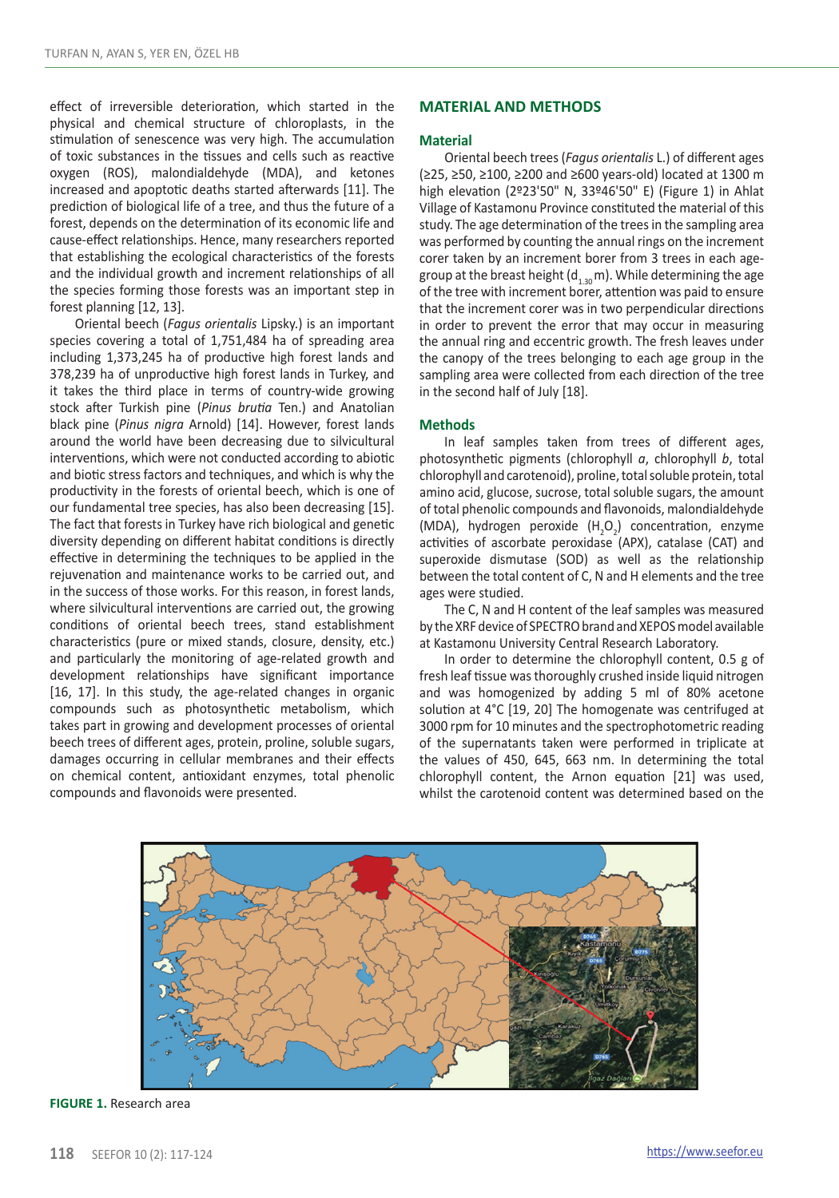effect of irreversible deterioration, which started in the physical and chemical structure of chloroplasts, in the stimulation of senescence was very high. The accumulation of toxic substances in the tissues and cells such as reactive oxygen (ROS), malondialdehyde (MDA), and ketones increased and apoptotic deaths started afterwards [11]. The prediction of biological life of a tree, and thus the future of a forest, depends on the determination of its economic life and cause-effect relationships. Hence, many researchers reported that establishing the ecological characteristics of the forests and the individual growth and increment relationships of all the species forming those forests was an important step in forest planning [12, 13].

Oriental beech (*Fagus orientalis* Lipsky.) is an important species covering a total of 1,751,484 ha of spreading area including 1,373,245 ha of productive high forest lands and 378,239 ha of unproductive high forest lands in Turkey, and it takes the third place in terms of country-wide growing stock after Turkish pine (*Pinus brutia* Ten.) and Anatolian black pine (*Pinus nigra* Arnold) [14]. However, forest lands around the world have been decreasing due to silvicultural interventions, which were not conducted according to abiotic and biotic stress factors and techniques, and which is why the productivity in the forests of oriental beech, which is one of our fundamental tree species, has also been decreasing [15]. The fact that forests in Turkey have rich biological and genetic diversity depending on different habitat conditions is directly effective in determining the techniques to be applied in the rejuvenation and maintenance works to be carried out, and in the success of those works. For this reason, in forest lands, where silvicultural interventions are carried out, the growing conditions of oriental beech trees, stand establishment characteristics (pure or mixed stands, closure, density, etc.) and particularly the monitoring of age-related growth and development relationships have significant importance [16, 17]. In this study, the age-related changes in organic compounds such as photosynthetic metabolism, which takes part in growing and development processes of oriental beech trees of different ages, protein, proline, soluble sugars, damages occurring in cellular membranes and their effects on chemical content, antioxidant enzymes, total phenolic compounds and flavonoids were presented.

## MATERIAL AND METHODS

### Material

Oriental beech trees (*Fagus orientalis* L.) of different ages (≥25, ≥50, ≥100, ≥200 and ≥600 years-old) located at 1300 m high elevation (2º23'50" N, 33º46'50" E) (Figure 1) in Ahlat Village of Kastamonu Province constituted the material of this study. The age determination of the trees in the sampling area was performed by counting the annual rings on the increment corer taken by an increment borer from 3 trees in each age-group at the breast height ($d_{1.30}$ m). While determining the age of the tree with increment borer, attention was paid to ensure that the increment corer was in two perpendicular directions in order to prevent the error that may occur in measuring the annual ring and eccentric growth. The fresh leaves under the canopy of the trees belonging to each age group in the sampling area were collected from each direction of the tree in the second half of July [18].

### Methods

In leaf samples taken from trees of different ages, photosynthetic pigments (chlorophyll *a*, chlorophyll *b*, total chlorophyll and carotenoid), proline, total soluble protein, total amino acid, glucose, sucrose, total soluble sugars, the amount of total phenolic compounds and flavonoids, malondialdehyde (MDA), hydrogen peroxide ($H_2O_2$) concentration, enzyme activities of ascorbate peroxidase (APX), catalase (CAT) and superoxide dismutase (SOD) as well as the relationship between the total content of C, N and H elements and the tree ages were studied.

The C, N and H content of the leaf samples was measured by the XRF device of SPECTRO brand and XEPOS model available at Kastamonu University Central Research Laboratory.

In order to determine the chlorophyll content, 0.5 g of fresh leaf tissue was thoroughly crushed inside liquid nitrogen and was homogenized by adding 5 ml of 80% acetone solution at 4°C [19, 20] The homogenate was centrifuged at 3000 rpm for 10 minutes and the spectrophotometric reading of the supernatants taken were performed in triplicate at the values of 450, 645, 663 nm. In determining the total chlorophyll content, the Arnon equation [21] was used, whilst the carotenoid content was determined based on the

**FIGURE 1.** Research area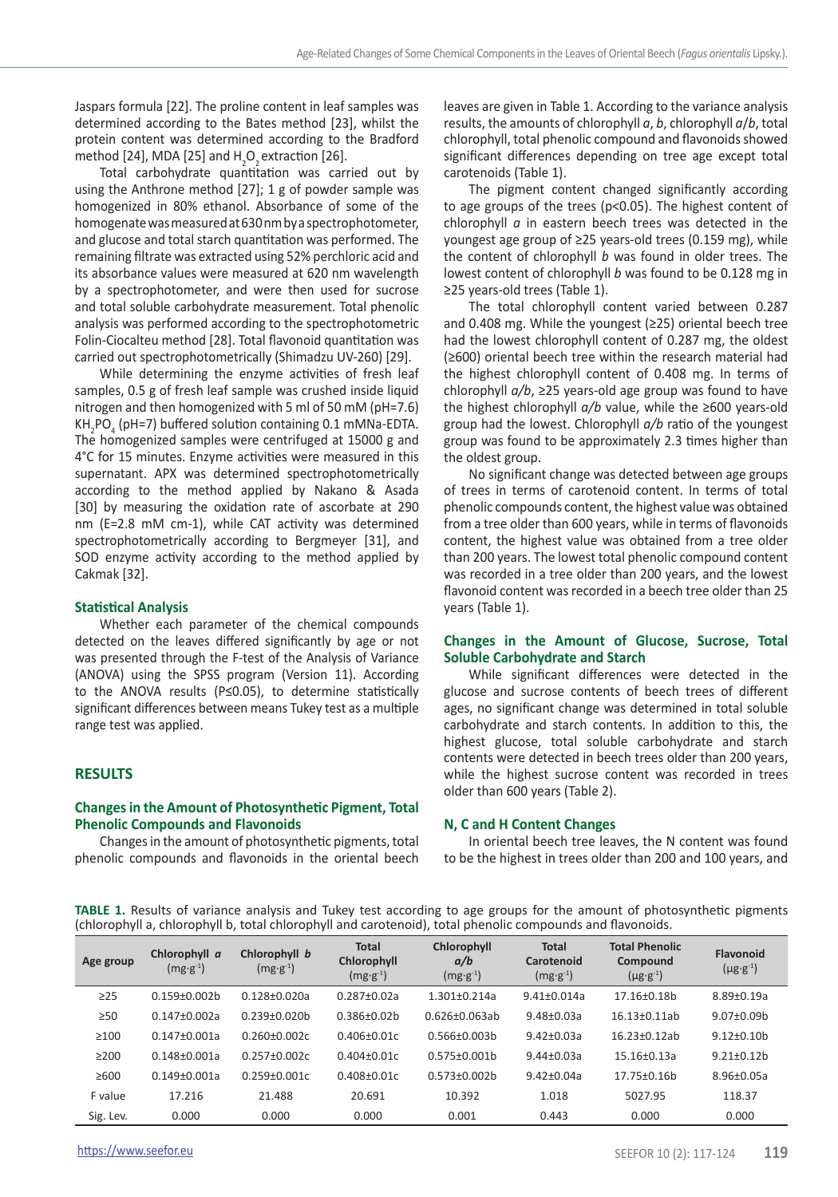Jaspars formula [22]. The proline content in leaf samples was determined according to the Bates method [23], whilst the protein content was determined according to the Bradford method [24], MDA [25] and $H_2O_2$ extraction [26].

Total carbohydrate quantitation was carried out by using the Anthrone method [27]; 1 g of powder sample was homogenized in 80% ethanol. Absorbance of some of the homogenate was measured at 630 nm by a spectrophotometer, and glucose and total starch quantitation was performed. The remaining filtrate was extracted using 52% perchloric acid and its absorbance values were measured at 620 nm wavelength by a spectrophotometer, and were then used for sucrose and total soluble carbohydrate measurement. Total phenolic analysis was performed according to the spectrophotometric Folin-Ciocalteu method [28]. Total flavonoid quantitation was carried out spectrophotometrically (Shimadzu UV-260) [29].

While determining the enzyme activities of fresh leaf samples, 0.5 g of fresh leaf sample was crushed inside liquid nitrogen and then homogenized with 5 ml of 50 mM (pH=7.6) $KH_2PO_4$ (pH=7) buffered solution containing 0.1 mMNa-EDTA. The homogenized samples were centrifuged at 15000 g and 4°C for 15 minutes. Enzyme activities were measured in this supernatant. APX was determined spectrophotometrically according to the method applied by Nakano & Asada [30] by measuring the oxidation rate of ascorbate at 290 nm (E=2.8 mM cm-1), while CAT activity was determined spectrophotometrically according to Bergmeyer [31], and SOD enzyme activity according to the method applied by Cakmak [32].

### Statistical Analysis

Whether each parameter of the chemical compounds detected on the leaves differed significantly by age or not was presented through the F-test of the Analysis of Variance (ANOVA) using the SPSS program (Version 11). According to the ANOVA results (P≤0.05), to determine statistically significant differences between means Tukey test as a multiple range test was applied.

## RESULTS

### Changes in the Amount of Photosynthetic Pigment, Total Phenolic Compounds and Flavonoids

Changes in the amount of photosynthetic pigments, total phenolic compounds and flavonoids in the oriental beech leaves are given in Table 1. According to the variance analysis results, the amounts of chlorophyll *a*, *b*, chlorophyll *a*/*b*, total chlorophyll, total phenolic compound and flavonoids showed significant differences depending on tree age except total carotenoids (Table 1).

The pigment content changed significantly according to age groups of the trees (p<0.05). The highest content of chlorophyll *a* in eastern beech trees was detected in the youngest age group of ≥25 years-old trees (0.159 mg), while the content of chlorophyll *b* was found in older trees. The lowest content of chlorophyll *b* was found to be 0.128 mg in ≥25 years-old trees (Table 1).

The total chlorophyll content varied between 0.287 and 0.408 mg. While the youngest (≥25) oriental beech tree had the lowest chlorophyll content of 0.287 mg, the oldest (≥600) oriental beech tree within the research material had the highest chlorophyll content of 0.408 mg. In terms of chlorophyll *a/b*, ≥25 years-old age group was found to have the highest chlorophyll *a/b* value, while the ≥600 years-old group had the lowest. Chlorophyll *a/b* ratio of the youngest group was found to be approximately 2.3 times higher than the oldest group.

No significant change was detected between age groups of trees in terms of carotenoid content. In terms of total phenolic compounds content, the highest value was obtained from a tree older than 600 years, while in terms of flavonoids content, the highest value was obtained from a tree older than 200 years. The lowest total phenolic compound content was recorded in a tree older than 200 years, and the lowest flavonoid content was recorded in a beech tree older than 25 years (Table 1).

### Changes in the Amount of Glucose, Sucrose, Total Soluble Carbohydrate and Starch

While significant differences were detected in the glucose and sucrose contents of beech trees of different ages, no significant change was determined in total soluble carbohydrate and starch contents. In addition to this, the highest glucose, total soluble carbohydrate and starch contents were detected in beech trees older than 200 years, while the highest sucrose content was recorded in trees older than 600 years (Table 2).

### N, C and H Content Changes

In oriental beech tree leaves, the N content was found to be the highest in trees older than 200 and 100 years, and

**TABLE 1.** Results of variance analysis and Tukey test according to age groups for the amount of photosynthetic pigments (chlorophyll a, chlorophyll b, total chlorophyll and carotenoid), total phenolic compounds and flavonoids.

| Age group | Chlorophyll *a* (mg·g$^{-1}$) | Chlorophyll *b* (mg·g$^{-1}$) | Total Chlorophyll (mg·g$^{-1}$) | Chlorophyll *a/b* (mg·g$^{-1}$) | Total Carotenoid (mg·g$^{-1}$) | Total Phenolic Compound (µg·g$^{-1}$) | Flavonoid (µg·g$^{-1}$) |
|---|---|---|---|---|---|---|---|
| ≥25 | 0.159±0.002b | 0.128±0.020a | 0.287±0.02a | 1.301±0.214a | 9.41±0.014a | 17.16±0.18b | 8.89±0.19a |
| ≥50 | 0.147±0.002a | 0.239±0.020b | 0.386±0.02b | 0.626±0.063ab | 9.48±0.03a | 16.13±0.11ab | 9.07±0.09b |
| ≥100 | 0.147±0.001a | 0.260±0.002c | 0.406±0.01c | 0.566±0.003b | 9.42±0.03a | 16.23±0.12ab | 9.12±0.10b |
| ≥200 | 0.148±0.001a | 0.257±0.002c | 0.404±0.01c | 0.575±0.001b | 9.44±0.03a | 15.16±0.13a | 9.21±0.12b |
| ≥600 | 0.149±0.001a | 0.259±0.001c | 0.408±0.01c | 0.573±0.002b | 9.42±0.04a | 17.75±0.16b | 8.96±0.05a |
| F value | 17.216 | 21.488 | 20.691 | 10.392 | 1.018 | 5027.95 | 118.37 |
| Sig. Lev. | 0.000 | 0.000 | 0.000 | 0.001 | 0.443 | 0.000 | 0.000 |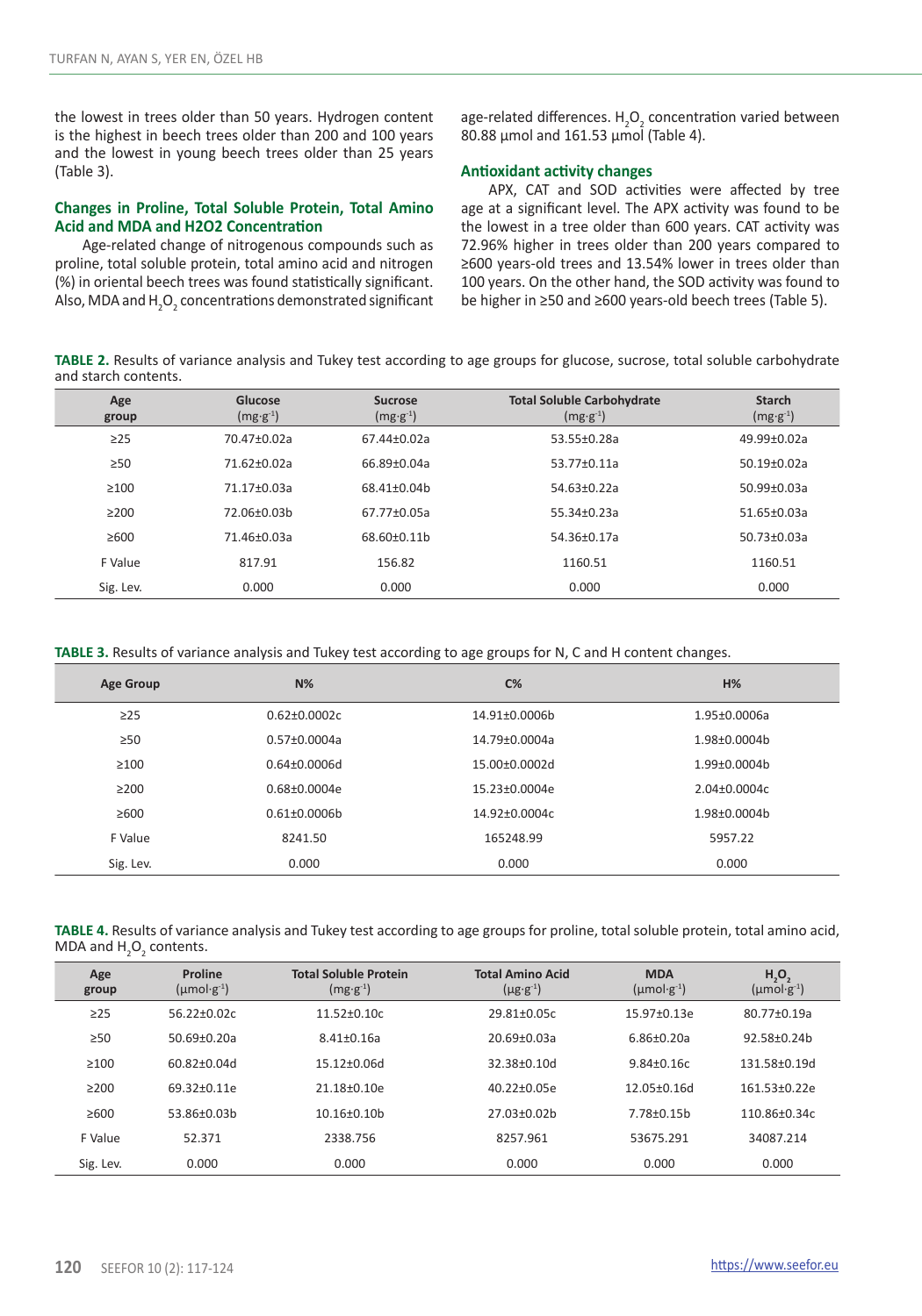the lowest in trees older than 50 years. Hydrogen content is the highest in beech trees older than 200 and 100 years and the lowest in young beech trees older than 25 years (Table 3).

### Changes in Proline, Total Soluble Protein, Total Amino Acid and MDA and H2O2 Concentration

Age-related change of nitrogenous compounds such as proline, total soluble protein, total amino acid and nitrogen (%) in oriental beech trees was found statistically significant. Also, MDA and $H_2O_2$ concentrations demonstrated significant age-related differences. $H_2O_2$ concentration varied between 80.88 µmol and 161.53 µmol (Table 4).

### Antioxidant activity changes

APX, CAT and SOD activities were affected by tree age at a significant level. The APX activity was found to be the lowest in a tree older than 600 years. CAT activity was 72.96% higher in trees older than 200 years compared to ≥600 years-old trees and 13.54% lower in trees older than 100 years. On the other hand, the SOD activity was found to be higher in ≥50 and ≥600 years-old beech trees (Table 5).

**TABLE 2.** Results of variance analysis and Tukey test according to age groups for glucose, sucrose, total soluble carbohydrate and starch contents.

| Age group | Glucose ($mg \cdot g^{-1}$) | Sucrose ($mg \cdot g^{-1}$) | Total Soluble Carbohydrate ($mg \cdot g^{-1}$) | Starch ($mg \cdot g^{-1}$) |
|---|---|---|---|---|
| ≥25 | 70.47±0.02a | 67.44±0.02a | 53.55±0.28a | 49.99±0.02a |
| ≥50 | 71.62±0.02a | 66.89±0.04a | 53.77±0.11a | 50.19±0.02a |
| ≥100 | 71.17±0.03a | 68.41±0.04b | 54.63±0.22a | 50.99±0.03a |
| ≥200 | 72.06±0.03b | 67.77±0.05a | 55.34±0.23a | 51.65±0.03a |
| ≥600 | 71.46±0.03a | 68.60±0.11b | 54.36±0.17a | 50.73±0.03a |
| F Value | 817.91 | 156.82 | 1160.51 | 1160.51 |
| Sig. Lev. | 0.000 | 0.000 | 0.000 | 0.000 |

**TABLE 3.** Results of variance analysis and Tukey test according to age groups for N, C and H content changes.

| Age Group | N% | C% | H% |
|---|---|---|---|
| ≥25 | 0.62±0.0002c | 14.91±0.0006b | 1.95±0.0006a |
| ≥50 | 0.57±0.0004a | 14.79±0.0004a | 1.98±0.0004b |
| ≥100 | 0.64±0.0006d | 15.00±0.0002d | 1.99±0.0004b |
| ≥200 | 0.68±0.0004e | 15.23±0.0004e | 2.04±0.0004c |
| ≥600 | 0.61±0.0006b | 14.92±0.0004c | 1.98±0.0004b |
| F Value | 8241.50 | 165248.99 | 5957.22 |
| Sig. Lev. | 0.000 | 0.000 | 0.000 |

**TABLE 4.** Results of variance analysis and Tukey test according to age groups for proline, total soluble protein, total amino acid, MDA and $H_2O_2$ contents.

| Age group | Proline ($\mu mol \cdot g^{-1}$) | Total Soluble Protein ($mg \cdot g^{-1}$) | Total Amino Acid ($\mu g \cdot g^{-1}$) | MDA ($\mu mol \cdot g^{-1}$) | $H_2O_2$ ($\mu mol \cdot g^{-1}$) |
|---|---|---|---|---|---|
| ≥25 | 56.22±0.02c | 11.52±0.10c | 29.81±0.05c | 15.97±0.13e | 80.77±0.19a |
| ≥50 | 50.69±0.20a | 8.41±0.16a | 20.69±0.03a | 6.86±0.20a | 92.58±0.24b |
| ≥100 | 60.82±0.04d | 15.12±0.06d | 32.38±0.10d | 9.84±0.16c | 131.58±0.19d |
| ≥200 | 69.32±0.11e | 21.18±0.10e | 40.22±0.05e | 12.05±0.16d | 161.53±0.22e |
| ≥600 | 53.86±0.03b | 10.16±0.10b | 27.03±0.02b | 7.78±0.15b | 110.86±0.34c |
| F Value | 52.371 | 2338.756 | 8257.961 | 53675.291 | 34087.214 |
| Sig. Lev. | 0.000 | 0.000 | 0.000 | 0.000 | 0.000 |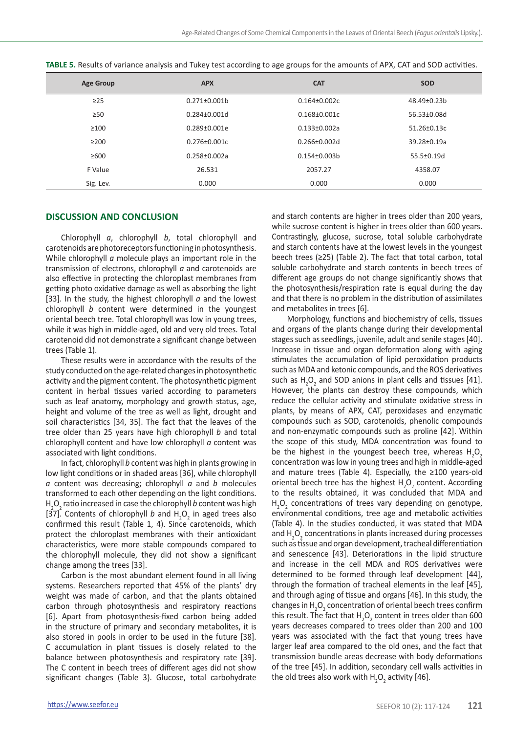**TABLE 5.** Results of variance analysis and Tukey test according to age groups for the amounts of APX, CAT and SOD activities.

| Age Group | APX | CAT | SOD |
|---|---|---|---|
| ≥25 | 0.271±0.001b | 0.164±0.002c | 48.49±0.23b |
| ≥50 | 0.284±0.001d | 0.168±0.001c | 56.53±0.08d |
| ≥100 | 0.289±0.001e | 0.133±0.002a | 51.26±0.13c |
| ≥200 | 0.276±0.001c | 0.266±0.002d | 39.28±0.19a |
| ≥600 | 0.258±0.002a | 0.154±0.003b | 55.5±0.19d |
| F Value | 26.531 | 2057.27 | 4358.07 |
| Sig. Lev. | 0.000 | 0.000 | 0.000 |

## DISCUSSION AND CONCLUSION

Chlorophyll *a*, chlorophyll *b*, total chlorophyll and carotenoids are photoreceptors functioning in photosynthesis. While chlorophyll *a* molecule plays an important role in the transmission of electrons, chlorophyll *a* and carotenoids are also effective in protecting the chloroplast membranes from getting photo oxidative damage as well as absorbing the light [33]. In the study, the highest chlorophyll *a* and the lowest chlorophyll *b* content were determined in the youngest oriental beech tree. Total chlorophyll was low in young trees, while it was high in middle-aged, old and very old trees. Total carotenoid did not demonstrate a significant change between trees (Table 1).

These results were in accordance with the results of the study conducted on the age-related changes in photosynthetic activity and the pigment content. The photosynthetic pigment content in herbal tissues varied according to parameters such as leaf anatomy, morphology and growth status, age, height and volume of the tree as well as light, drought and soil characteristics [34, 35]. The fact that the leaves of the tree older than 25 years have high chlorophyll *b* and total chlorophyll content and have low chlorophyll *a* content was associated with light conditions.

In fact, chlorophyll *b* content was high in plants growing in low light conditions or in shaded areas [36], while chlorophyll *a* content was decreasing; chlorophyll *a* and *b* molecules transformed to each other depending on the light conditions. $H_2O_2$ ratio increased in case the chlorophyll *b* content was high [37]. Contents of chlorophyll *b* and $H_2O_2$ in aged trees also confirmed this result (Table 1, 4). Since carotenoids, which protect the chloroplast membranes with their antioxidant characteristics, were more stable compounds compared to the chlorophyll molecule, they did not show a significant change among the trees [33].

Carbon is the most abundant element found in all living systems. Researchers reported that 45% of the plants' dry weight was made of carbon, and that the plants obtained carbon through photosynthesis and respiratory reactions [6]. Apart from photosynthesis-fixed carbon being added in the structure of primary and secondary metabolites, it is also stored in pools in order to be used in the future [38]. C accumulation in plant tissues is closely related to the balance between photosynthesis and respiratory rate [39]. The C content in beech trees of different ages did not show significant changes (Table 3). Glucose, total carbohydrate and starch contents are higher in trees older than 200 years, while sucrose content is higher in trees older than 600 years. Contrastingly, glucose, sucrose, total soluble carbohydrate and starch contents have at the lowest levels in the youngest beech trees (≥25) (Table 2). The fact that total carbon, total soluble carbohydrate and starch contents in beech trees of different age groups do not change significantly shows that the photosynthesis/respiration rate is equal during the day and that there is no problem in the distribution of assimilates and metabolites in trees [6].

Morphology, functions and biochemistry of cells, tissues and organs of the plants change during their developmental stages such as seedlings, juvenile, adult and senile stages [40]. Increase in tissue and organ deformation along with aging stimulates the accumulation of lipid peroxidation products such as MDA and ketonic compounds, and the ROS derivatives such as $H_2O_2$ and SOD anions in plant cells and tissues [41]. However, the plants can destroy these compounds, which reduce the cellular activity and stimulate oxidative stress in plants, by means of APX, CAT, peroxidases and enzymatic compounds such as SOD, carotenoids, phenolic compounds and non-enzymatic compounds such as proline [42]. Within the scope of this study, MDA concentration was found to be the highest in the youngest beech tree, whereas $H_2O_2$ concentration was low in young trees and high in middle-aged and mature trees (Table 4). Especially, the ≥100 years-old oriental beech tree has the highest $H_2O_2$ content. According to the results obtained, it was concluded that MDA and $H_2O_2$ concentrations of trees vary depending on genotype, environmental conditions, tree age and metabolic activities (Table 4). In the studies conducted, it was stated that MDA and $H_2O_2$ concentrations in plants increased during processes such as tissue and organ development, tracheal differentiation and senescence [43]. Deteriorations in the lipid structure and increase in the cell MDA and ROS derivatives were determined to be formed through leaf development [44], through the formation of tracheal elements in the leaf [45], and through aging of tissue and organs [46]. In this study, the changes in $H_2O_2$ concentration of oriental beech trees confirm this result. The fact that $H_2O_2$ content in trees older than 600 years decreases compared to trees older than 200 and 100 years was associated with the fact that young trees have larger leaf area compared to the old ones, and the fact that transmission bundle areas decrease with body deformations of the tree [45]. In addition, secondary cell walls activities in the old trees also work with $H_2O_2$ activity [46].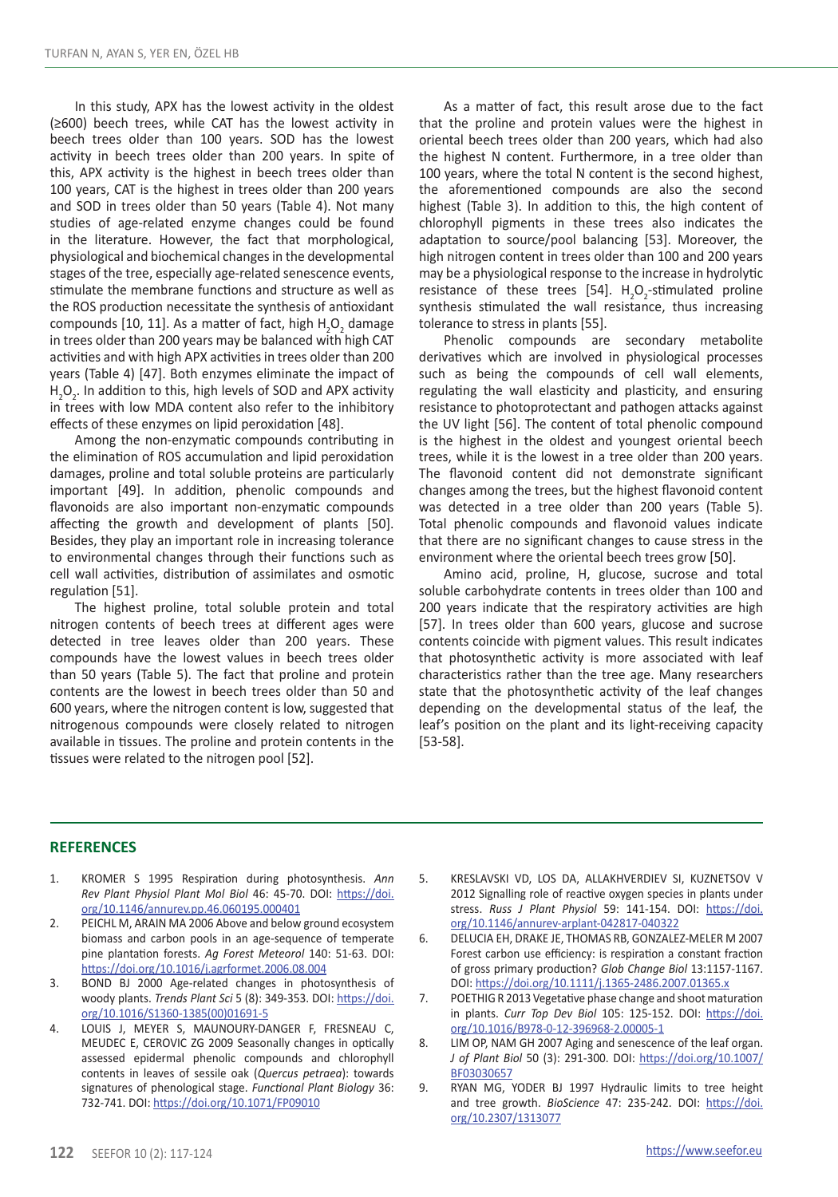In this study, APX has the lowest activity in the oldest (≥600) beech trees, while CAT has the lowest activity in beech trees older than 100 years. SOD has the lowest activity in beech trees older than 200 years. In spite of this, APX activity is the highest in beech trees older than 100 years, CAT is the highest in trees older than 200 years and SOD in trees older than 50 years (Table 4). Not many studies of age-related enzyme changes could be found in the literature. However, the fact that morphological, physiological and biochemical changes in the developmental stages of the tree, especially age-related senescence events, stimulate the membrane functions and structure as well as the ROS production necessitate the synthesis of antioxidant compounds [10, 11]. As a matter of fact, high $H_2O_2$ damage in trees older than 200 years may be balanced with high CAT activities and with high APX activities in trees older than 200 years (Table 4) [47]. Both enzymes eliminate the impact of $H_2O_2$. In addition to this, high levels of SOD and APX activity in trees with low MDA content also refer to the inhibitory effects of these enzymes on lipid peroxidation [48].

Among the non-enzymatic compounds contributing in the elimination of ROS accumulation and lipid peroxidation damages, proline and total soluble proteins are particularly important [49]. In addition, phenolic compounds and flavonoids are also important non-enzymatic compounds affecting the growth and development of plants [50]. Besides, they play an important role in increasing tolerance to environmental changes through their functions such as cell wall activities, distribution of assimilates and osmotic regulation [51].

The highest proline, total soluble protein and total nitrogen contents of beech trees at different ages were detected in tree leaves older than 200 years. These compounds have the lowest values in beech trees older than 50 years (Table 5). The fact that proline and protein contents are the lowest in beech trees older than 50 and 600 years, where the nitrogen content is low, suggested that nitrogenous compounds were closely related to nitrogen available in tissues. The proline and protein contents in the tissues were related to the nitrogen pool [52].

As a matter of fact, this result arose due to the fact that the proline and protein values were the highest in oriental beech trees older than 200 years, which had also the highest N content. Furthermore, in a tree older than 100 years, where the total N content is the second highest, the aforementioned compounds are also the second highest (Table 3). In addition to this, the high content of chlorophyll pigments in these trees also indicates the adaptation to source/pool balancing [53]. Moreover, the high nitrogen content in trees older than 100 and 200 years may be a physiological response to the increase in hydrolytic resistance of these trees [54]. $H_2O_2$-stimulated proline synthesis stimulated the wall resistance, thus increasing tolerance to stress in plants [55].

Phenolic compounds are secondary metabolite derivatives which are involved in physiological processes such as being the compounds of cell wall elements, regulating the wall elasticity and plasticity, and ensuring resistance to photoprotectant and pathogen attacks against the UV light [56]. The content of total phenolic compound is the highest in the oldest and youngest oriental beech trees, while it is the lowest in a tree older than 200 years. The flavonoid content did not demonstrate significant changes among the trees, but the highest flavonoid content was detected in a tree older than 200 years (Table 5). Total phenolic compounds and flavonoid values indicate that there are no significant changes to cause stress in the environment where the oriental beech trees grow [50].

Amino acid, proline, H, glucose, sucrose and total soluble carbohydrate contents in trees older than 100 and 200 years indicate that the respiratory activities are high [57]. In trees older than 600 years, glucose and sucrose contents coincide with pigment values. This result indicates that photosynthetic activity is more associated with leaf characteristics rather than the tree age. Many researchers state that the photosynthetic activity of the leaf changes depending on the developmental status of the leaf, the leaf's position on the plant and its light-receiving capacity [53-58].

## REFERENCES

1. KROMER S 1995 Respiration during photosynthesis. *Ann Rev Plant Physiol Plant Mol Biol* 46: 45-70. DOI: https://doi.org/10.1146/annurev.pp.46.060195.000401
2. PEICHL M, ARAIN MA 2006 Above and below ground ecosystem biomass and carbon pools in an age-sequence of temperate pine plantation forests. *Ag Forest Meteorol* 140: 51-63. DOI: https://doi.org/10.1016/j.agrformet.2006.08.004
3. BOND BJ 2000 Age-related changes in photosynthesis of woody plants. *Trends Plant Sci* 5 (8): 349-353. DOI: https://doi.org/10.1016/S1360-1385(00)01691-5
4. LOUIS J, MEYER S, MAUNOURY-DANGER F, FRESNEAU C, MEUDEC E, CEROVIC ZG 2009 Seasonally changes in optically assessed epidermal phenolic compounds and chlorophyll contents in leaves of sessile oak (*Quercus petraea*): towards signatures of phenological stage. *Functional Plant Biology* 36: 732-741. DOI: https://doi.org/10.1071/FP09010
5. KRESLAVSKI VD, LOS DA, ALLAKHVERDIEV SI, KUZNETSOV V 2012 Signalling role of reactive oxygen species in plants under stress. *Russ J Plant Physiol* 59: 141-154. DOI: https://doi.org/10.1146/annurev-arplant-042817-040322
6. DELUCIA EH, DRAKE JE, THOMAS RB, GONZALEZ-MELER M 2007 Forest carbon use efficiency: is respiration a constant fraction of gross primary production? *Glob Change Biol* 13:1157-1167. DOI: https://doi.org/10.1111/j.1365-2486.2007.01365.x
7. POETHIG R 2013 Vegetative phase change and shoot maturation in plants. *Curr Top Dev Biol* 105: 125-152. DOI: https://doi.org/10.1016/B978-0-12-396968-2.00005-1
8. LIM OP, NAM GH 2007 Aging and senescence of the leaf organ. *J of Plant Biol* 50 (3): 291-300. DOI: https://doi.org/10.1007/BF03030657
9. RYAN MG, YODER BJ 1997 Hydraulic limits to tree height and tree growth. *BioScience* 47: 235-242. DOI: https://doi.org/10.2307/1313077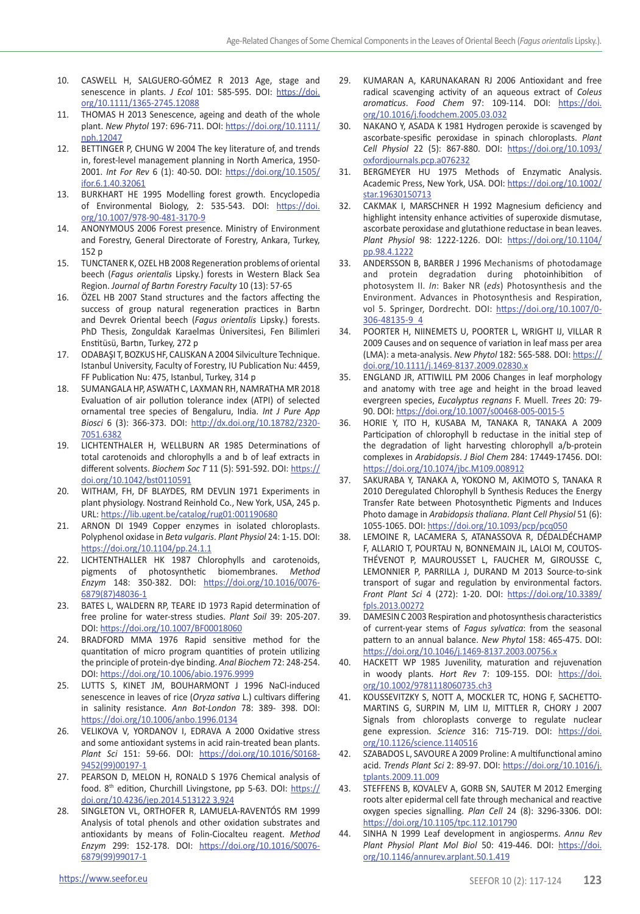10. CASWELL H, SALGUERO-GÓMEZ R 2013 Age, stage and senescence in plants. *J Ecol* 101: 585-595. DOI: https://doi.org/10.1111/1365-2745.12088
11. THOMAS H 2013 Senescence, ageing and death of the whole plant. *New Phytol* 197: 696-711. DOI: https://doi.org/10.1111/nph.12047
12. BETTINGER P, CHUNG W 2004 The key literature of, and trends in, forest-level management planning in North America, 1950-2001. *Int For Rev* 6 (1): 40-50. DOI: https://doi.org/10.1505/ifor.6.1.40.32061
13. BURKHART HE 1995 Modelling forest growth. Encyclopedia of Environmental Biology, 2: 535-543. DOI: https://doi.org/10.1007/978-90-481-3170-9
14. ANONYMOUS 2006 Forest presence. Ministry of Environment and Forestry, General Directorate of Forestry, Ankara, Turkey, 152 p
15. TUNCTANER K, OZEL HB 2008 Regeneration problems of oriental beech (*Fagus orientalis* Lipsky.) forests in Western Black Sea Region. *Journal of Bartın Forestry Faculty* 10 (13): 57-65
16. ÖZEL HB 2007 Stand structures and the factors affecting the success of group natural regeneration practices in Bartın and Devrek Oriental beech (*Fagus orientalis* Lipsky.) forests. PhD Thesis, Zonguldak Karaelmas Üniversitesi, Fen Bilimleri Enstitüsü, Bartın, Turkey, 272 p
17. ODABAŞI T, BOZKUS HF, CALISKAN A 2004 Silviculture Technique. Istanbul University, Faculty of Forestry, IU Publication Nu: 4459, FF Publication Nu: 475, Istanbul, Turkey, 314 p
18. SUMANGALA HP, ASWATH C, LAXMAN RH, NAMRATHA MR 2018 Evaluation of air pollution tolerance index (ATPI) of selected ornamental tree species of Bengaluru, India. *Int J Pure App Biosci* 6 (3): 366-373. DOI: http://dx.doi.org/10.18782/2320-7051.6382
19. LICHTENTHALER H, WELLBURN AR 1985 Determinations of total carotenoids and chlorophylls a and b of leaf extracts in different solvents. *Biochem Soc T* 11 (5): 591-592. DOI: https://doi.org/10.1042/bst0110591
20. WITHAM, FH, DF BLAYDES, RM DEVLIN 1971 Experiments in plant physiology. Nostrand Reinhold Co., New York, USA, 245 p. URL: https://lib.ugent.be/catalog/rug01:001190680
21. ARNON DI 1949 Copper enzymes in isolated chloroplasts. Polyphenol oxidase in *Beta vulgaris*. *Plant Physiol* 24: 1-15. DOI: https://doi.org/10.1104/pp.24.1.1
22. LICHTENTHALLER HK 1987 Chlorophylls and carotenoids, pigments of photosynthetic biomembranes. *Method Enzym* 148: 350-382. DOI: https://doi.org/10.1016/0076-6879(87)48036-1
23. BATES L, WALDERN RP, TEARE ID 1973 Rapid determination of free proline for water-stress studies. *Plant Soil* 39: 205-207. DOI: https://doi.org/10.1007/BF00018060
24. BRADFORD MMA 1976 Rapid sensitive method for the quantitation of micro program quantities of protein utilizing the principle of protein-dye binding. *Anal Biochem* 72: 248-254. DOI: https://doi.org/10.1006/abio.1976.9999
25. LUTTS S, KINET JM, BOUHARMONT J 1996 NaCl-induced senescence in leaves of rice (*Oryza sativa* L.) cultivars differing in salinity resistance. *Ann Bot-London* 78: 389- 398. DOI: https://doi.org/10.1006/anbo.1996.0134
26. VELIKOVA V, YORDANOV I, EDRAVA A 2000 Oxidative stress and some antioxidant systems in acid rain-treated bean plants. *Plant Sci* 151: 59-66. DOI: https://doi.org/10.1016/S0168-9452(99)00197-1
27. PEARSON D, MELON H, RONALD S 1976 Chemical analysis of food. 8th edition, Churchill Livingstone, pp 5-63. DOI: https://doi.org/10.4236/jep.2014.513122 3,924
28. SINGLETON VL, ORTHOFER R, LAMUELA-RAVENTÓS RM 1999 Analysis of total phenols and other oxidation substrates and antioxidants by means of Folin-Ciocalteu reagent. *Method Enzym* 299: 152-178. DOI: https://doi.org/10.1016/S0076-6879(99)99017-1
29. KUMARAN A, KARUNAKARAN RJ 2006 Antioxidant and free radical scavenging activity of an aqueous extract of *Coleus aromaticus*. *Food Chem* 97: 109-114. DOI: https://doi.org/10.1016/j.foodchem.2005.03.032
30. NAKANO Y, ASADA K 1981 Hydrogen peroxide is scavenged by ascorbate-spesific peroxidase in spinach chloroplasts. *Plant Cell Physiol* 22 (5): 867-880. DOI: https://doi.org/10.1093/oxfordjournals.pcp.a076232
31. BERGMEYER HU 1975 Methods of Enzymatic Analysis. Academic Press, New York, USA. DOI: https://doi.org/10.1002/star.19630150713
32. CAKMAK I, MARSCHNER H 1992 Magnesium deficiency and highlight intensity enhance activities of superoxide dismutase, ascorbate peroxidase and glutathione reductase in bean leaves. *Plant Physiol* 98: 1222-1226. DOI: https://doi.org/10.1104/pp.98.4.1222
33. ANDERSSON B, BARBER J 1996 Mechanisms of photodamage and protein degradation during photoinhibition of photosystem II. *In*: Baker NR (*eds*) Photosynthesis and the Environment. Advances in Photosynthesis and Respiration, vol 5. Springer, Dordrecht. DOI: https://doi.org/10.1007/0-306-48135-9_4
34. POORTER H, NIINEMETS U, POORTER L, WRIGHT IJ, VILLAR R 2009 Causes and on sequence of variation in leaf mass per area (LMA): a meta-analysis. *New Phytol* 182: 565-588. DOI: https://doi.org/10.1111/j.1469-8137.2009.02830.x
35. ENGLAND JR, ATTIWILL PM 2006 Changes in leaf morphology and anatomy with tree age and height in the broad leaved evergreen species, *Eucalyptus regnans* F. Muell. *Trees* 20: 79-90. DOI: https://doi.org/10.1007/s00468-005-0015-5
36. HORIE Y, ITO H, KUSABA M, TANAKA R, TANAKA A 2009 Participation of chlorophyll b reductase in the initial step of the degradation of light harvesting chlorophyll a/b-protein complexes in *Arabidopsis*. *J Biol Chem* 284: 17449-17456. DOI: https://doi.org/10.1074/jbc.M109.008912
37. SAKURABA Y, TANAKA A, YOKONO M, AKIMOTO S, TANAKA R 2010 Deregulated Chlorophyll b Synthesis Reduces the Energy Transfer Rate between Photosynthetic Pigments and Induces Photo damage in *Arabidopsis thaliana*. *Plant Cell Physiol* 51 (6): 1055-1065. DOI: https://doi.org/10.1093/pcp/pcq050
38. LEMOINE R, LACAMERA S, ATANASSOVA R, DÉDALDÉCHAMP F, ALLARIO T, POURTAU N, BONNEMAIN JL, LALOI M, COUTOS-THÉVENOT P, MAUROUSSET L, FAUCHER M, GIROUSSE C, LEMONNIER P, PARRILLA J, DURAND M 2013 Source-to-sink transport of sugar and regulation by environmental factors. *Front Plant Sci* 4 (272): 1-20. DOI: https://doi.org/10.3389/fpls.2013.00272
39. DAMESIN C 2003 Respiration and photosynthesis characteristics of current-year stems of *Fagus sylvatica*: from the seasonal pattern to an annual balance. *New Phytol* 158: 465-475. DOI: https://doi.org/10.1046/j.1469-8137.2003.00756.x
40. HACKETT WP 1985 Juvenility, maturation and rejuvenation in woody plants. *Hort Rev* 7: 109-155. DOI: https://doi.org/10.1002/9781118060735.ch3
41. KOUSSEVITZKY S, NOTT A, MOCKLER TC, HONG F, SACHETTO-MARTINS G, SURPIN M, LIM IJ, MITTLER R, CHORY J 2007 Signals from chloroplasts converge to regulate nuclear gene expression. *Science* 316: 715-719. DOI: https://doi.org/10.1126/science.1140516
42. SZABADOS L, SAVOURE A 2009 Proline: A multifunctional amino acid. *Trends Plant Sci* 2: 89-97. DOI: https://doi.org/10.1016/j.tplants.2009.11.009
43. STEFFENS B, KOVALEV A, GORB SN, SAUTER M 2012 Emerging roots alter epidermal cell fate through mechanical and reactive oxygen species signalling. *Plan Cell* 24 (8): 3296-3306. DOI: https://doi.org/10.1105/tpc.112.101790
44. SINHA N 1999 Leaf development in angiosperms. *Annu Rev Plant Physiol Plant Mol Biol* 50: 419-446. DOI: https://doi.org/10.1146/annurev.arplant.50.1.419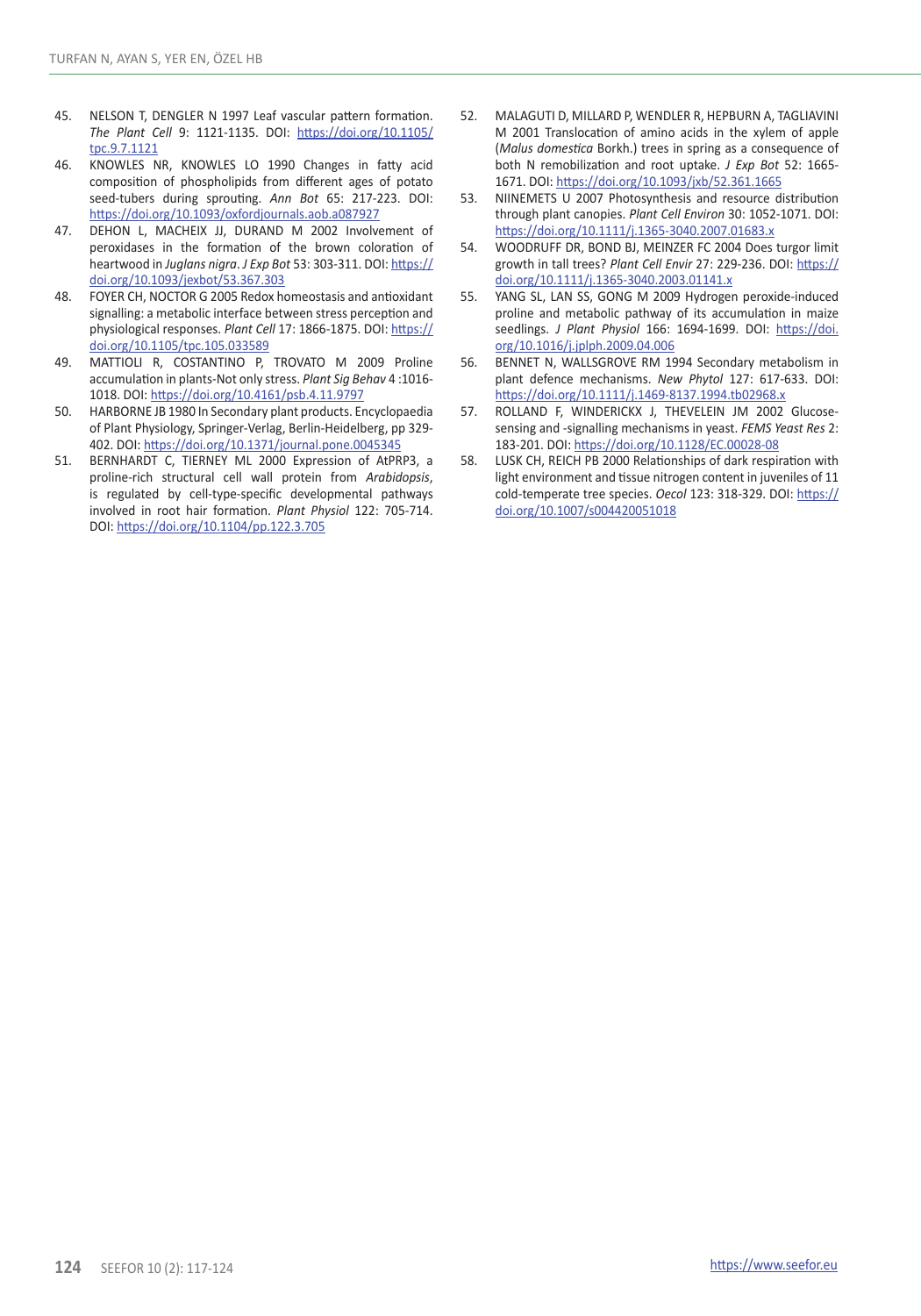45. NELSON T, DENGLER N 1997 Leaf vascular pattern formation. *The Plant Cell* 9: 1121-1135. DOI: https://doi.org/10.1105/tpc.9.7.1121
46. KNOWLES NR, KNOWLES LO 1990 Changes in fatty acid composition of phospholipids from different ages of potato seed-tubers during sprouting. *Ann Bot* 65: 217-223. DOI: https://doi.org/10.1093/oxfordjournals.aob.a087927
47. DEHON L, MACHEIX JJ, DURAND M 2002 Involvement of peroxidases in the formation of the brown coloration of heartwood in *Juglans nigra*. *J Exp Bot* 53: 303-311. DOI: https://doi.org/10.1093/jexbot/53.367.303
48. FOYER CH, NOCTOR G 2005 Redox homeostasis and antioxidant signalling: a metabolic interface between stress perception and physiological responses. *Plant Cell* 17: 1866-1875. DOI: https://doi.org/10.1105/tpc.105.033589
49. MATTIOLI R, COSTANTINO P, TROVATO M 2009 Proline accumulation in plants-Not only stress. *Plant Sig Behav* 4 :1016-1018. DOI: https://doi.org/10.4161/psb.4.11.9797
50. HARBORNE JB 1980 In Secondary plant products. Encyclopaedia of Plant Physiology, Springer-Verlag, Berlin-Heidelberg, pp 329-402. DOI: https://doi.org/10.1371/journal.pone.0045345
51. BERNHARDT C, TIERNEY ML 2000 Expression of AtPRP3, a proline-rich structural cell wall protein from *Arabidopsis*, is regulated by cell-type-specific developmental pathways involved in root hair formation. *Plant Physiol* 122: 705-714. DOI: https://doi.org/10.1104/pp.122.3.705
52. MALAGUTI D, MILLARD P, WENDLER R, HEPBURN A, TAGLIAVINI M 2001 Translocation of amino acids in the xylem of apple (*Malus domestica* Borkh.) trees in spring as a consequence of both N remobilization and root uptake. *J Exp Bot* 52: 1665-1671. DOI: https://doi.org/10.1093/jxb/52.361.1665
53. NIINEMETS U 2007 Photosynthesis and resource distribution through plant canopies. *Plant Cell Environ* 30: 1052-1071. DOI: https://doi.org/10.1111/j.1365-3040.2007.01683.x
54. WOODRUFF DR, BOND BJ, MEINZER FC 2004 Does turgor limit growth in tall trees? *Plant Cell Envir* 27: 229-236. DOI: https://doi.org/10.1111/j.1365-3040.2003.01141.x
55. YANG SL, LAN SS, GONG M 2009 Hydrogen peroxide-induced proline and metabolic pathway of its accumulation in maize seedlings. *J Plant Physiol* 166: 1694-1699. DOI: https://doi.org/10.1016/j.jplph.2009.04.006
56. BENNET N, WALLSGROVE RM 1994 Secondary metabolism in plant defence mechanisms. *New Phytol* 127: 617-633. DOI: https://doi.org/10.1111/j.1469-8137.1994.tb02968.x
57. ROLLAND F, WINDERICKX J, THEVELEIN JM 2002 Glucose-sensing and -signalling mechanisms in yeast. *FEMS Yeast Res* 2: 183-201. DOI: https://doi.org/10.1128/EC.00028-08
58. LUSK CH, REICH PB 2000 Relationships of dark respiration with light environment and tissue nitrogen content in juveniles of 11 cold-temperate tree species. *Oecol* 123: 318-329. DOI: https://doi.org/10.1007/s004420051018